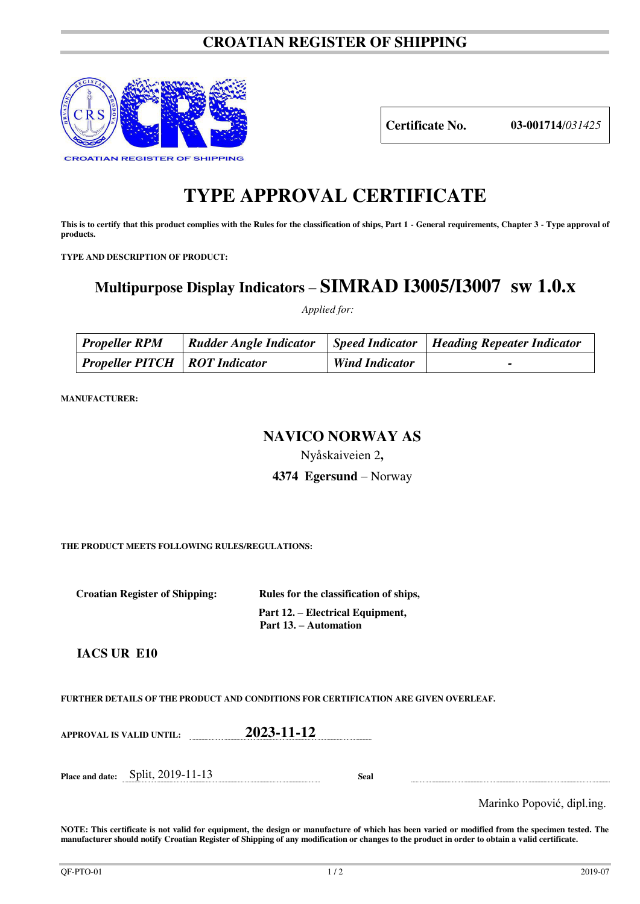# CROATIAN REGISTER OF SHIPPING

CROATIAN REGISTER OF SHIPPING

| **Certificate No.** | **03-001714/***031425* |
|---|---|

# TYPE APPROVAL CERTIFICATE

**This is to certify that this product complies with the Rules for the classification of ships, Part 1 - General requirements, Chapter 3 - Type approval of products.**

**TYPE AND DESCRIPTION OF PRODUCT:**

## Multipurpose Display Indicators – SIMRAD I3005/I3007 sw 1.0.x

*Applied for:*

| *Propeller RPM* | *Rudder Angle Indicator* | *Speed Indicator* | *Heading Repeater Indicator* |
|---|---|---|---|
| *Propeller PITCH* | *ROT Indicator* | *Wind Indicator* | - |

**MANUFACTURER:**

**NAVICO NORWAY AS**

Nyåskaiveien 2**,**

**4374 Egersund** – Norway

**THE PRODUCT MEETS FOLLOWING RULES/REGULATIONS:**

**Croatian Register of Shipping:** **Rules for the classification of ships,**
**Part 12. – Electrical Equipment,**
**Part 13. – Automation**

**IACS UR E10**

**FURTHER DETAILS OF THE PRODUCT AND CONDITIONS FOR CERTIFICATION ARE GIVEN OVERLEAF.**

**APPROVAL IS VALID UNTIL:** **2023-11-12**

**Place and date:** Split, 2019-11-13 **Seal**

Marinko Popović, dipl.ing.

**NOTE: This certificate is not valid for equipment, the design or manufacture of which has been varied or modified from the specimen tested. The manufacturer should notify Croatian Register of Shipping of any modification or changes to the product in order to obtain a valid certificate.**

QF-PTO-01 2019-07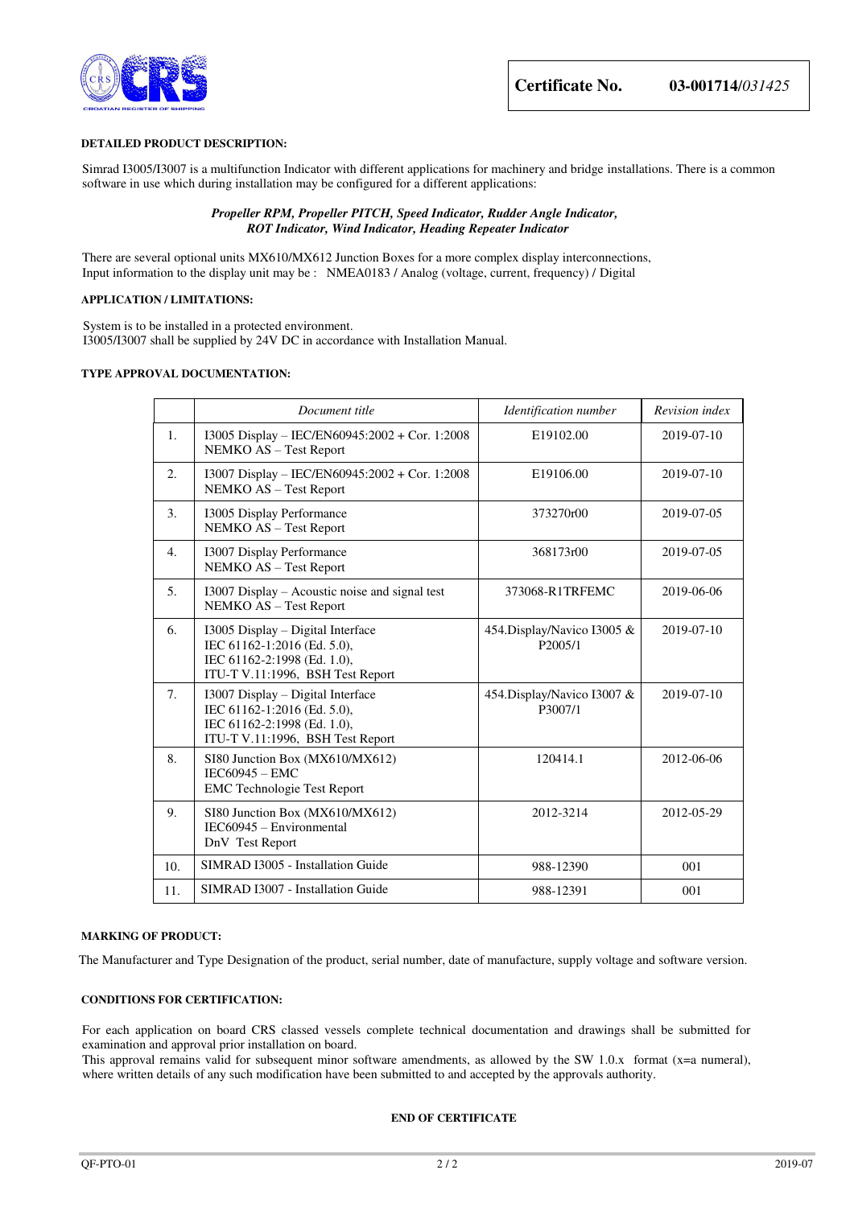Certificate No. **03-001714**/*031425*

**DETAILED PRODUCT DESCRIPTION:**

Simrad I3005/I3007 is a multifunction Indicator with different applications for machinery and bridge installations. There is a common software in use which during installation may be configured for a different applications:

***Propeller RPM, Propeller PITCH, Speed Indicator, Rudder Angle Indicator, ROT Indicator, Wind Indicator, Heading Repeater Indicator***

There are several optional units MX610/MX612 Junction Boxes for a more complex display interconnections,
Input information to the display unit may be : NMEA0183 / Analog (voltage, current, frequency) / Digital

**APPLICATION / LIMITATIONS:**

System is to be installed in a protected environment.
I3005/I3007 shall be supplied by 24V DC in accordance with Installation Manual.

**TYPE APPROVAL DOCUMENTATION:**

| | *Document title* | *Identification number* | *Revision index* |
|---|---|---|---|
| 1. | I3005 Display – IEC/EN60945:2002 + Cor. 1:2008<br>NEMKO AS – Test Report | E19102.00 | 2019-07-10 |
| 2. | I3007 Display – IEC/EN60945:2002 + Cor. 1:2008<br>NEMKO AS – Test Report | E19106.00 | 2019-07-10 |
| 3. | I3005 Display Performance<br>NEMKO AS – Test Report | 373270r00 | 2019-07-05 |
| 4. | I3007 Display Performance<br>NEMKO AS – Test Report | 368173r00 | 2019-07-05 |
| 5. | I3007 Display – Acoustic noise and signal test<br>NEMKO AS – Test Report | 373068-R1TRFEMC | 2019-06-06 |
| 6. | I3005 Display – Digital Interface<br>IEC 61162-1:2016 (Ed. 5.0),<br>IEC 61162-2:1998 (Ed. 1.0),<br>ITU-T V.11:1996, BSH Test Report | 454.Display/Navico I3005 & P2005/1 | 2019-07-10 |
| 7. | I3007 Display – Digital Interface<br>IEC 61162-1:2016 (Ed. 5.0),<br>IEC 61162-2:1998 (Ed. 1.0),<br>ITU-T V.11:1996, BSH Test Report | 454.Display/Navico I3007 & P3007/1 | 2019-07-10 |
| 8. | SI80 Junction Box (MX610/MX612)<br>IEC60945 – EMC<br>EMC Technologie Test Report | 120414.1 | 2012-06-06 |
| 9. | SI80 Junction Box (MX610/MX612)<br>IEC60945 – Environmental<br>DnV Test Report | 2012-3214 | 2012-05-29 |
| 10. | SIMRAD I3005 - Installation Guide | 988-12390 | 001 |
| 11. | SIMRAD I3007 - Installation Guide | 988-12391 | 001 |

**MARKING OF PRODUCT:**

The Manufacturer and Type Designation of the product, serial number, date of manufacture, supply voltage and software version.

**CONDITIONS FOR CERTIFICATION:**

For each application on board CRS classed vessels complete technical documentation and drawings shall be submitted for examination and approval prior installation on board.
This approval remains valid for subsequent minor software amendments, as allowed by the SW 1.0.x format (x=a numeral), where written details of any such modification have been submitted to and accepted by the approvals authority.

**END OF CERTIFICATE**

QF-PTO-01 2019-07